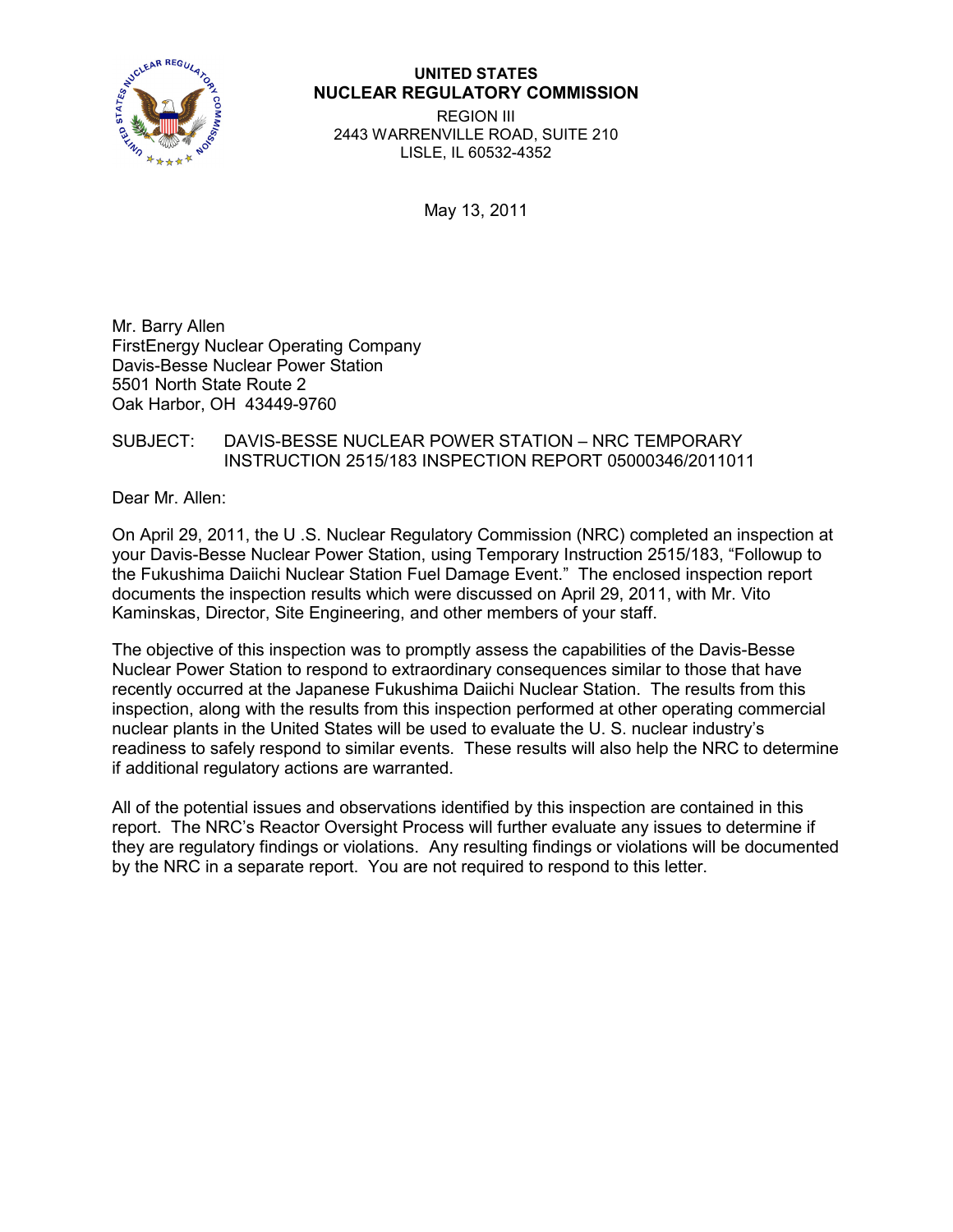**UNITED STATES**
**NUCLEAR REGULATORY COMMISSION**
REGION III
2443 WARRENVILLE ROAD, SUITE 210
LISLE, IL 60532-4352

May 13, 2011

Mr. Barry Allen
FirstEnergy Nuclear Operating Company
Davis-Besse Nuclear Power Station
5501 North State Route 2
Oak Harbor, OH 43449-9760

SUBJECT: DAVIS-BESSE NUCLEAR POWER STATION – NRC TEMPORARY INSTRUCTION 2515/183 INSPECTION REPORT 05000346/2011011

Dear Mr. Allen:

On April 29, 2011, the U .S. Nuclear Regulatory Commission (NRC) completed an inspection at your Davis-Besse Nuclear Power Station, using Temporary Instruction 2515/183, "Followup to the Fukushima Daiichi Nuclear Station Fuel Damage Event." The enclosed inspection report documents the inspection results which were discussed on April 29, 2011, with Mr. Vito Kaminskas, Director, Site Engineering, and other members of your staff.

The objective of this inspection was to promptly assess the capabilities of the Davis-Besse Nuclear Power Station to respond to extraordinary consequences similar to those that have recently occurred at the Japanese Fukushima Daiichi Nuclear Station. The results from this inspection, along with the results from this inspection performed at other operating commercial nuclear plants in the United States will be used to evaluate the U. S. nuclear industry's readiness to safely respond to similar events. These results will also help the NRC to determine if additional regulatory actions are warranted.

All of the potential issues and observations identified by this inspection are contained in this report. The NRC's Reactor Oversight Process will further evaluate any issues to determine if they are regulatory findings or violations. Any resulting findings or violations will be documented by the NRC in a separate report. You are not required to respond to this letter.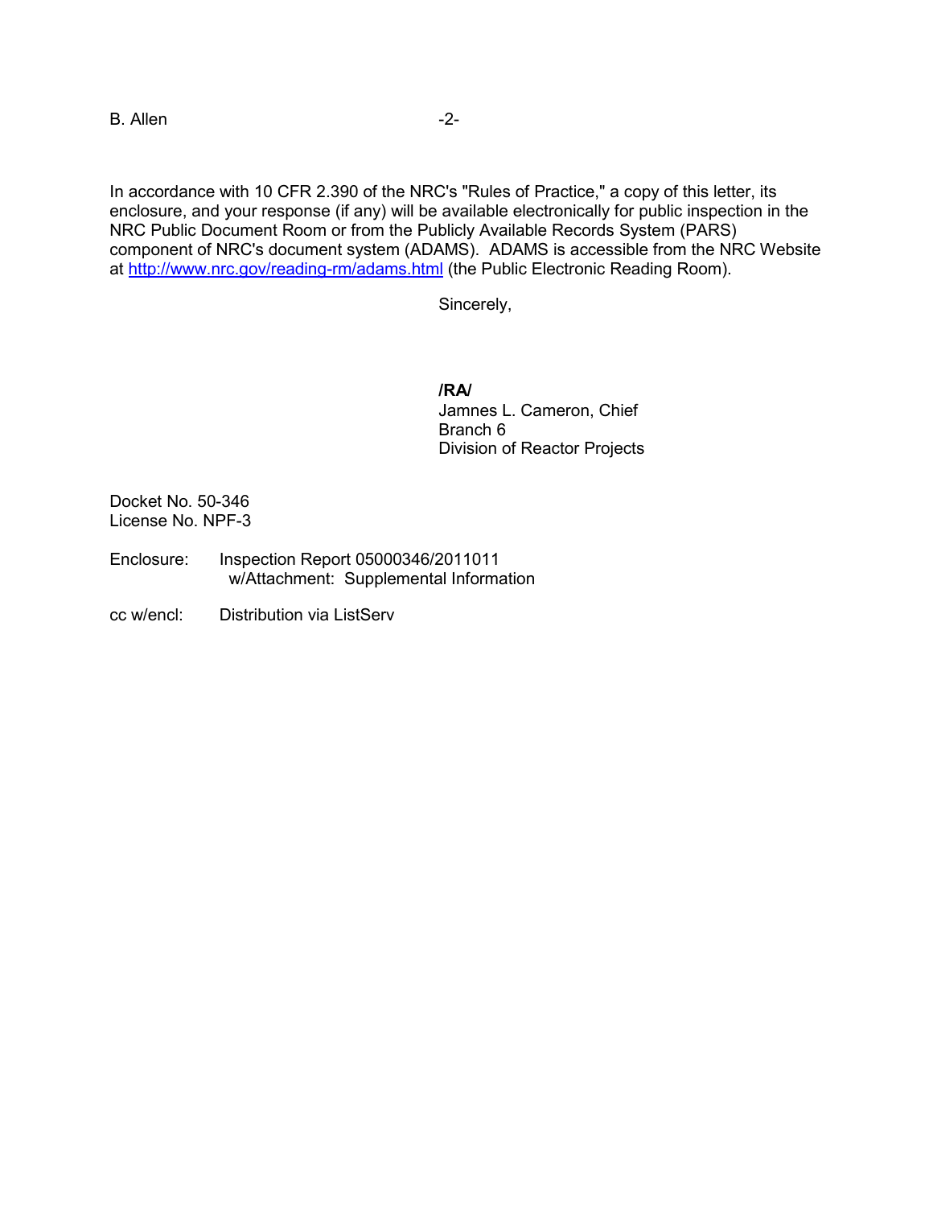In accordance with 10 CFR 2.390 of the NRC's "Rules of Practice," a copy of this letter, its enclosure, and your response (if any) will be available electronically for public inspection in the NRC Public Document Room or from the Publicly Available Records System (PARS) component of NRC's document system (ADAMS). ADAMS is accessible from the NRC Website at http://www.nrc.gov/reading-rm/adams.html (the Public Electronic Reading Room).

Sincerely,

**/RA/**
Jamnes L. Cameron, Chief
Branch 6
Division of Reactor Projects

Docket No. 50-346
License No. NPF-3

Enclosure: Inspection Report 05000346/2011011
w/Attachment: Supplemental Information

cc w/encl: Distribution via ListServ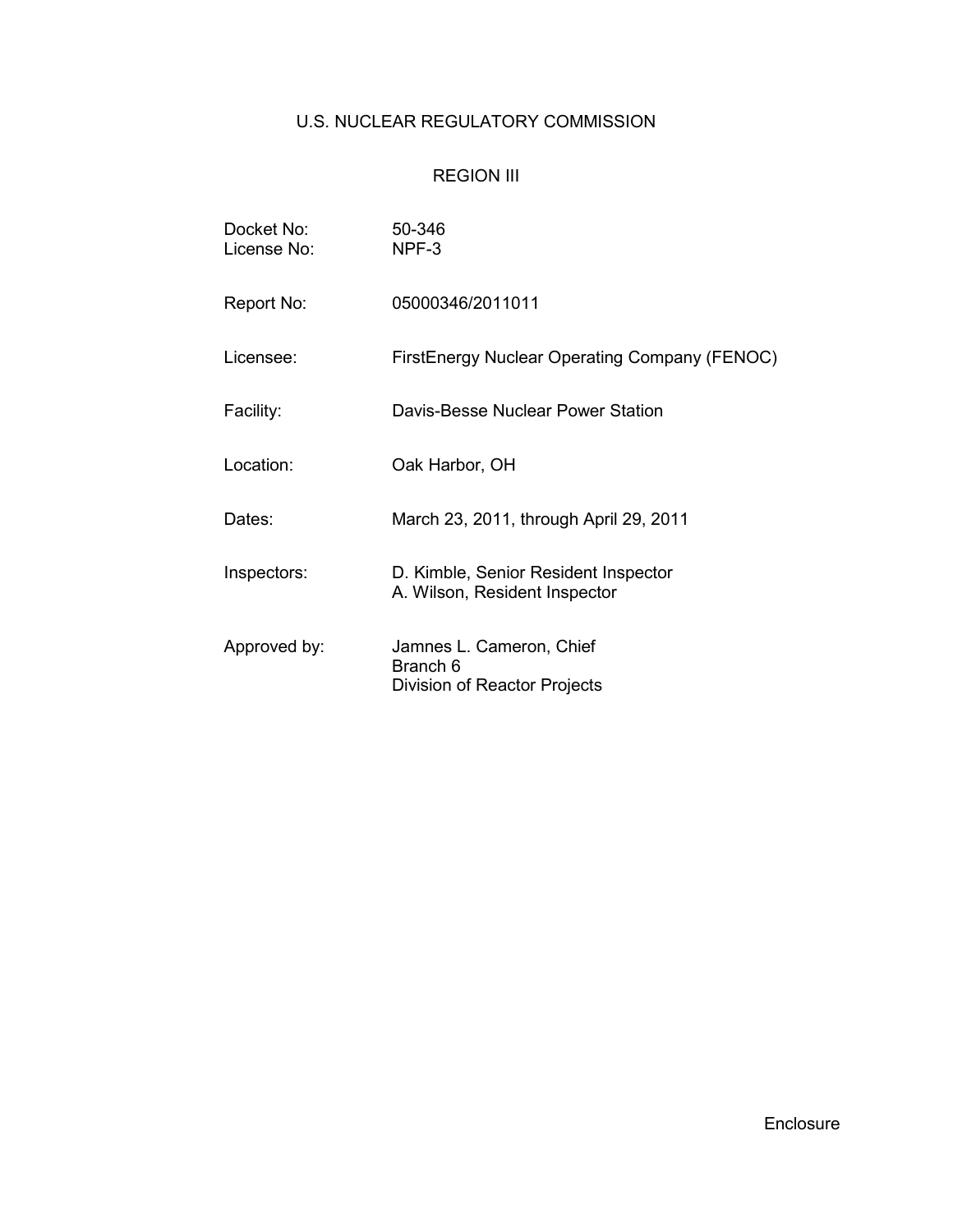U.S. NUCLEAR REGULATORY COMMISSION

REGION III

| | |
|---|---|
| Docket No: | 50-346 |
| License No: | NPF-3 |
| Report No: | 05000346/2011011 |
| Licensee: | FirstEnergy Nuclear Operating Company (FENOC) |
| Facility: | Davis-Besse Nuclear Power Station |
| Location: | Oak Harbor, OH |
| Dates: | March 23, 2011, through April 29, 2011 |
| Inspectors: | D. Kimble, Senior Resident Inspector<br>A. Wilson, Resident Inspector |
| Approved by: | Jamnes L. Cameron, Chief<br>Branch 6<br>Division of Reactor Projects |

Enclosure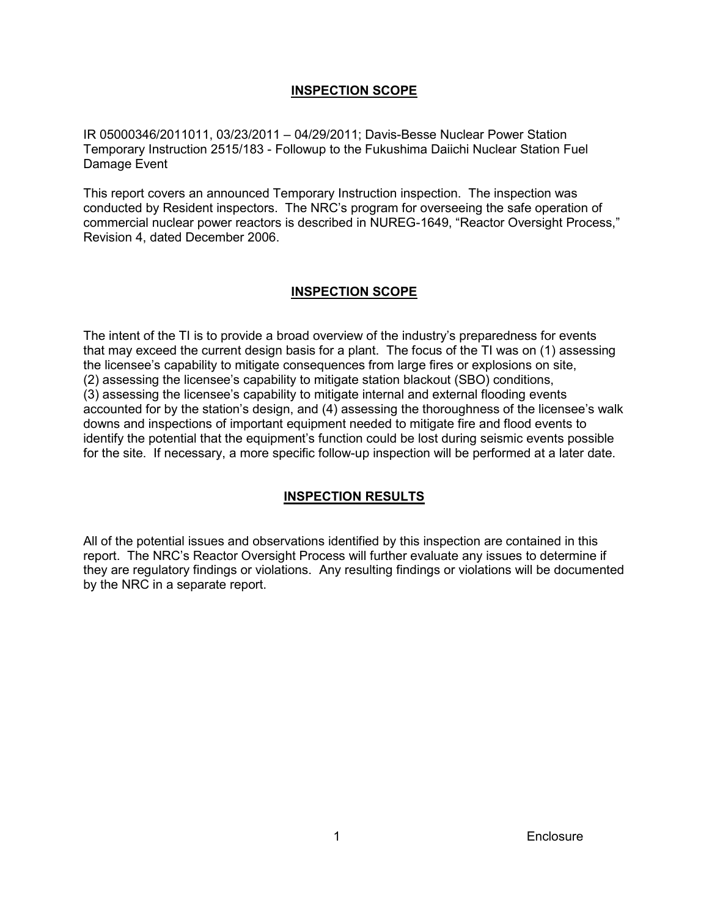## INSPECTION SCOPE

IR 05000346/2011011, 03/23/2011 – 04/29/2011; Davis-Besse Nuclear Power Station Temporary Instruction 2515/183 - Followup to the Fukushima Daiichi Nuclear Station Fuel Damage Event

This report covers an announced Temporary Instruction inspection. The inspection was conducted by Resident inspectors. The NRC's program for overseeing the safe operation of commercial nuclear power reactors is described in NUREG-1649, "Reactor Oversight Process," Revision 4, dated December 2006.

## INSPECTION SCOPE

The intent of the TI is to provide a broad overview of the industry's preparedness for events that may exceed the current design basis for a plant. The focus of the TI was on (1) assessing the licensee's capability to mitigate consequences from large fires or explosions on site, (2) assessing the licensee's capability to mitigate station blackout (SBO) conditions, (3) assessing the licensee's capability to mitigate internal and external flooding events accounted for by the station's design, and (4) assessing the thoroughness of the licensee's walk downs and inspections of important equipment needed to mitigate fire and flood events to identify the potential that the equipment's function could be lost during seismic events possible for the site. If necessary, a more specific follow-up inspection will be performed at a later date.

## INSPECTION RESULTS

All of the potential issues and observations identified by this inspection are contained in this report. The NRC's Reactor Oversight Process will further evaluate any issues to determine if they are regulatory findings or violations. Any resulting findings or violations will be documented by the NRC in a separate report.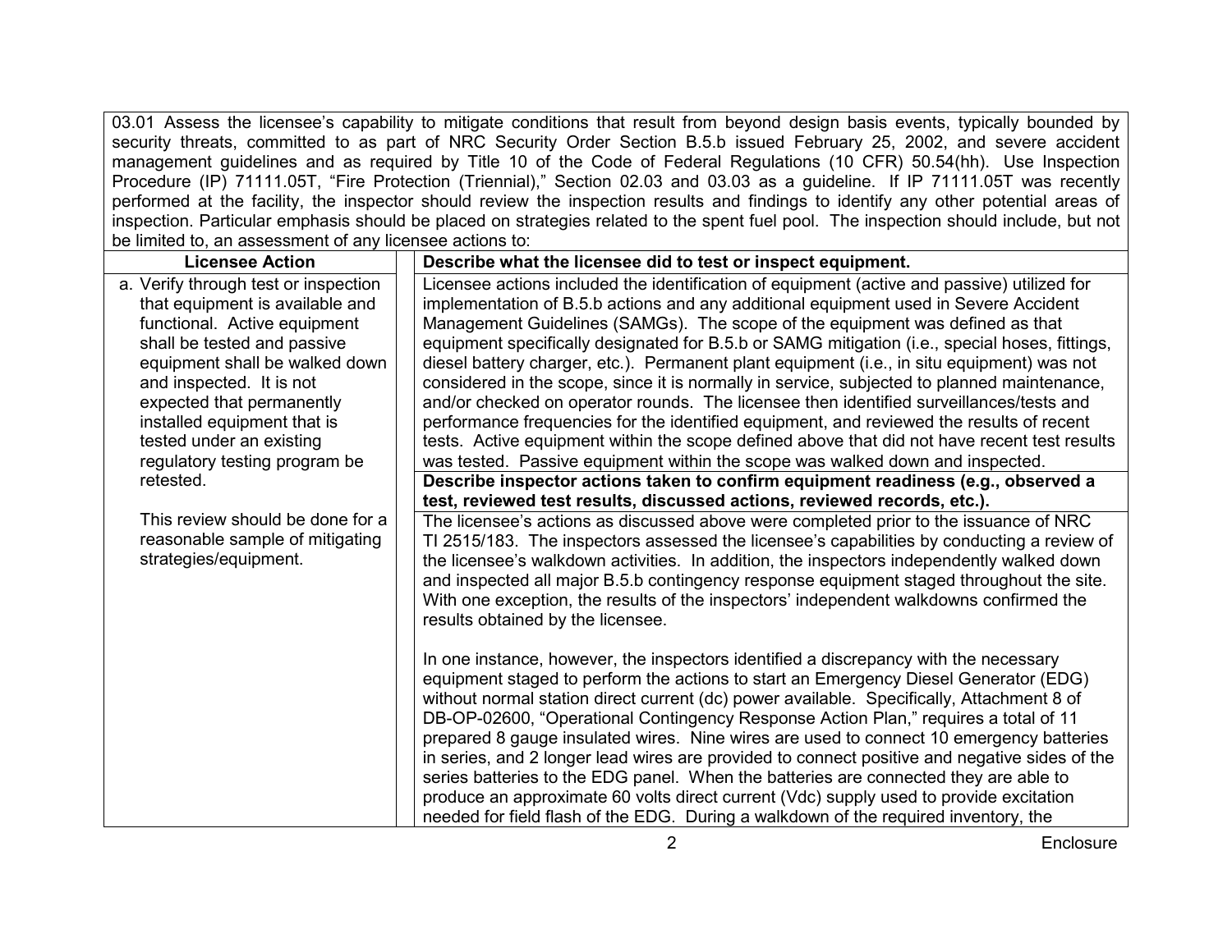03.01 Assess the licensee's capability to mitigate conditions that result from beyond design basis events, typically bounded by security threats, committed to as part of NRC Security Order Section B.5.b issued February 25, 2002, and severe accident management guidelines and as required by Title 10 of the Code of Federal Regulations (10 CFR) 50.54(hh). Use Inspection Procedure (IP) 71111.05T, "Fire Protection (Triennial)," Section 02.03 and 03.03 as a guideline. If IP 71111.05T was recently performed at the facility, the inspector should review the inspection results and findings to identify any other potential areas of inspection. Particular emphasis should be placed on strategies related to the spent fuel pool. The inspection should include, but not be limited to, an assessment of any licensee actions to:

| Licensee Action | Describe what the licensee did to test or inspect equipment. |
|---|---|
| a. Verify through test or inspection that equipment is available and functional. Active equipment shall be tested and passive equipment shall be walked down and inspected. It is not expected that permanently installed equipment that is tested under an existing regulatory testing program be retested.<br><br>This review should be done for a reasonable sample of mitigating strategies/equipment. | Licensee actions included the identification of equipment (active and passive) utilized for implementation of B.5.b actions and any additional equipment used in Severe Accident Management Guidelines (SAMGs). The scope of the equipment was defined as that equipment specifically designated for B.5.b or SAMG mitigation (i.e., special hoses, fittings, diesel battery charger, etc.). Permanent plant equipment (i.e., in situ equipment) was not considered in the scope, since it is normally in service, subjected to planned maintenance, and/or checked on operator rounds. The licensee then identified surveillances/tests and performance frequencies for the identified equipment, and reviewed the results of recent tests. Active equipment within the scope defined above that did not have recent test results was tested. Passive equipment within the scope was walked down and inspected.<br><br>**Describe inspector actions taken to confirm equipment readiness (e.g., observed a test, reviewed test results, discussed actions, reviewed records, etc.).**<br><br>The licensee's actions as discussed above were completed prior to the issuance of NRC TI 2515/183. The inspectors assessed the licensee's capabilities by conducting a review of the licensee's walkdown activities. In addition, the inspectors independently walked down and inspected all major B.5.b contingency response equipment staged throughout the site. With one exception, the results of the inspectors' independent walkdowns confirmed the results obtained by the licensee.<br><br>In one instance, however, the inspectors identified a discrepancy with the necessary equipment staged to perform the actions to start an Emergency Diesel Generator (EDG) without normal station direct current (dc) power available. Specifically, Attachment 8 of DB-OP-02600, "Operational Contingency Response Action Plan," requires a total of 11 prepared 8 gauge insulated wires. Nine wires are used to connect 10 emergency batteries in series, and 2 longer lead wires are provided to connect positive and negative sides of the series batteries to the EDG panel. When the batteries are connected they are able to produce an approximate 60 volts direct current (Vdc) supply used to provide excitation needed for field flash of the EDG. During a walkdown of the required inventory, the |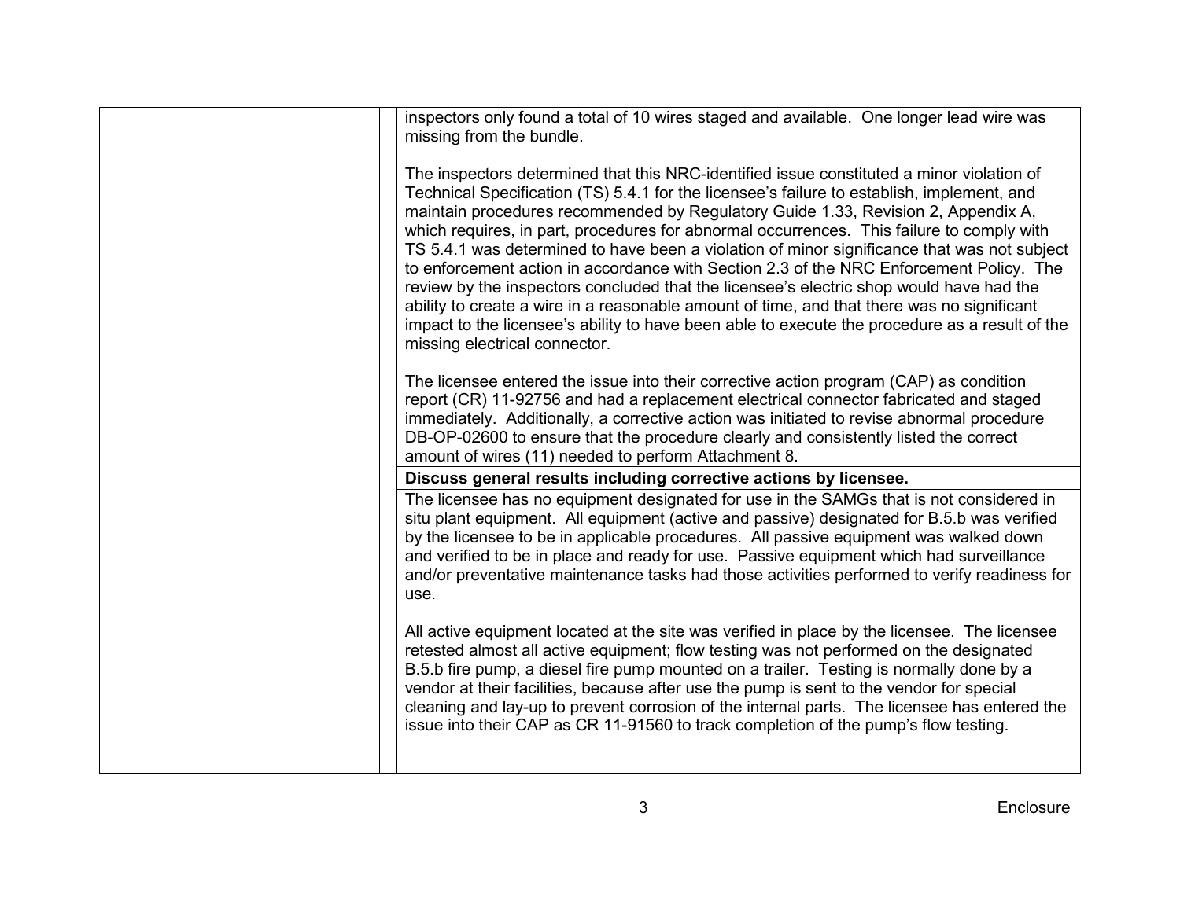| | | |
|---|---|---|
| | | inspectors only found a total of 10 wires staged and available. One longer lead wire was missing from the bundle.<br><br>The inspectors determined that this NRC-identified issue constituted a minor violation of Technical Specification (TS) 5.4.1 for the licensee's failure to establish, implement, and maintain procedures recommended by Regulatory Guide 1.33, Revision 2, Appendix A, which requires, in part, procedures for abnormal occurrences. This failure to comply with TS 5.4.1 was determined to have been a violation of minor significance that was not subject to enforcement action in accordance with Section 2.3 of the NRC Enforcement Policy. The review by the inspectors concluded that the licensee's electric shop would have had the ability to create a wire in a reasonable amount of time, and that there was no significant impact to the licensee's ability to have been able to execute the procedure as a result of the missing electrical connector.<br><br>The licensee entered the issue into their corrective action program (CAP) as condition report (CR) 11-92756 and had a replacement electrical connector fabricated and staged immediately. Additionally, a corrective action was initiated to revise abnormal procedure DB-OP-02600 to ensure that the procedure clearly and consistently listed the correct amount of wires (11) needed to perform Attachment 8. |
| | | **Discuss general results including corrective actions by licensee.** |
| | | The licensee has no equipment designated for use in the SAMGs that is not considered in situ plant equipment. All equipment (active and passive) designated for B.5.b was verified by the licensee to be in applicable procedures. All passive equipment was walked down and verified to be in place and ready for use. Passive equipment which had surveillance and/or preventative maintenance tasks had those activities performed to verify readiness for use.<br><br>All active equipment located at the site was verified in place by the licensee. The licensee retested almost all active equipment; flow testing was not performed on the designated B.5.b fire pump, a diesel fire pump mounted on a trailer. Testing is normally done by a vendor at their facilities, because after use the pump is sent to the vendor for special cleaning and lay-up to prevent corrosion of the internal parts. The licensee has entered the issue into their CAP as CR 11-91560 to track completion of the pump's flow testing. |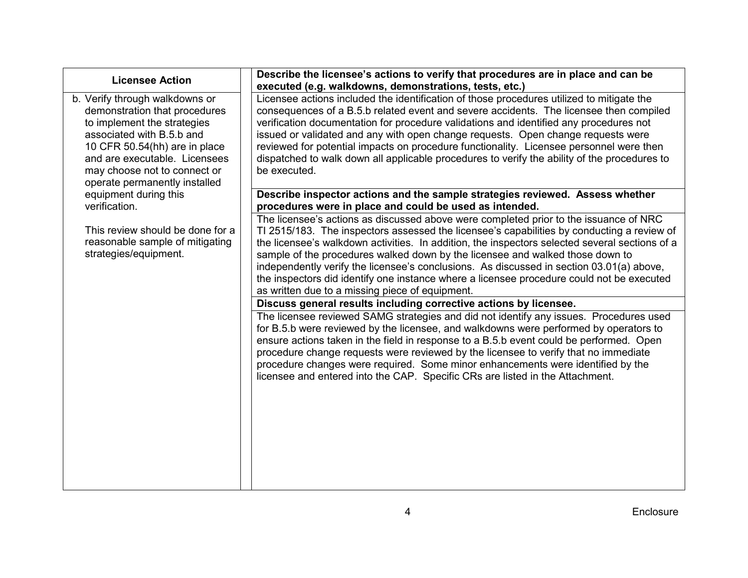| Licensee Action | Describe the licensee's actions to verify that procedures are in place and can be executed (e.g. walkdowns, demonstrations, tests, etc.) |
|---|---|
| b. Verify through walkdowns or demonstration that procedures to implement the strategies associated with B.5.b and 10 CFR 50.54(hh) are in place and are executable. Licensees may choose not to connect or operate permanently installed equipment during this verification.<br><br>This review should be done for a reasonable sample of mitigating strategies/equipment. | Licensee actions included the identification of those procedures utilized to mitigate the consequences of a B.5.b related event and severe accidents. The licensee then compiled verification documentation for procedure validations and identified any procedures not issued or validated and any with open change requests. Open change requests were reviewed for potential impacts on procedure functionality. Licensee personnel were then dispatched to walk down all applicable procedures to verify the ability of the procedures to be executed. |
| | **Describe inspector actions and the sample strategies reviewed. Assess whether procedures were in place and could be used as intended.** |
| | The licensee's actions as discussed above were completed prior to the issuance of NRC TI 2515/183. The inspectors assessed the licensee's capabilities by conducting a review of the licensee's walkdown activities. In addition, the inspectors selected several sections of a sample of the procedures walked down by the licensee and walked those down to independently verify the licensee's conclusions. As discussed in section 03.01(a) above, the inspectors did identify one instance where a licensee procedure could not be executed as written due to a missing piece of equipment. |
| | **Discuss general results including corrective actions by licensee.** |
| | The licensee reviewed SAMG strategies and did not identify any issues. Procedures used for B.5.b were reviewed by the licensee, and walkdowns were performed by operators to ensure actions taken in the field in response to a B.5.b event could be performed. Open procedure change requests were reviewed by the licensee to verify that no immediate procedure changes were required. Some minor enhancements were identified by the licensee and entered into the CAP. Specific CRs are listed in the Attachment. |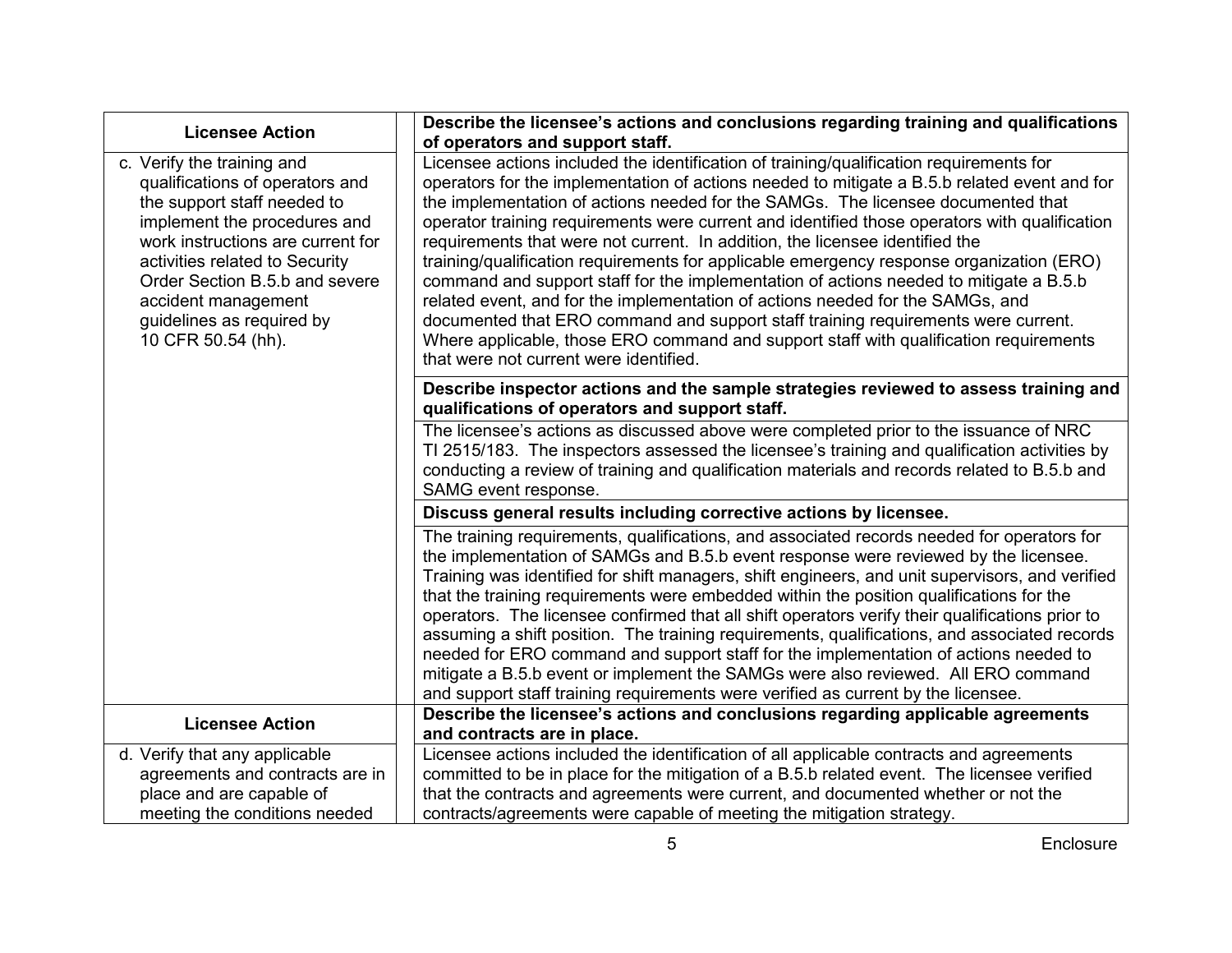| Licensee Action | Describe the licensee's actions and conclusions regarding training and qualifications of operators and support staff. |
|---|---|
| c. Verify the training and qualifications of operators and the support staff needed to implement the procedures and work instructions are current for activities related to Security Order Section B.5.b and severe accident management guidelines as required by 10 CFR 50.54 (hh). | Licensee actions included the identification of training/qualification requirements for operators for the implementation of actions needed to mitigate a B.5.b related event and for the implementation of actions needed for the SAMGs. The licensee documented that operator training requirements were current and identified those operators with qualification requirements that were not current. In addition, the licensee identified the training/qualification requirements for applicable emergency response organization (ERO) command and support staff for the implementation of actions needed to mitigate a B.5.b related event, and for the implementation of actions needed for the SAMGs, and documented that ERO command and support staff training requirements were current. Where applicable, those ERO command and support staff with qualification requirements that were not current were identified. |
| | **Describe inspector actions and the sample strategies reviewed to assess training and qualifications of operators and support staff.** |
| | The licensee's actions as discussed above were completed prior to the issuance of NRC TI 2515/183. The inspectors assessed the licensee's training and qualification activities by conducting a review of training and qualification materials and records related to B.5.b and SAMG event response. |
| | **Discuss general results including corrective actions by licensee.** |
| | The training requirements, qualifications, and associated records needed for operators for the implementation of SAMGs and B.5.b event response were reviewed by the licensee. Training was identified for shift managers, shift engineers, and unit supervisors, and verified that the training requirements were embedded within the position qualifications for the operators. The licensee confirmed that all shift operators verify their qualifications prior to assuming a shift position. The training requirements, qualifications, and associated records needed for ERO command and support staff for the implementation of actions needed to mitigate a B.5.b event or implement the SAMGs were also reviewed. All ERO command and support staff training requirements were verified as current by the licensee. |
| **Licensee Action** | **Describe the licensee's actions and conclusions regarding applicable agreements and contracts are in place.** |
| d. Verify that any applicable agreements and contracts are in place and are capable of meeting the conditions needed | Licensee actions included the identification of all applicable contracts and agreements committed to be in place for the mitigation of a B.5.b related event. The licensee verified that the contracts and agreements were current, and documented whether or not the contracts/agreements were capable of meeting the mitigation strategy. |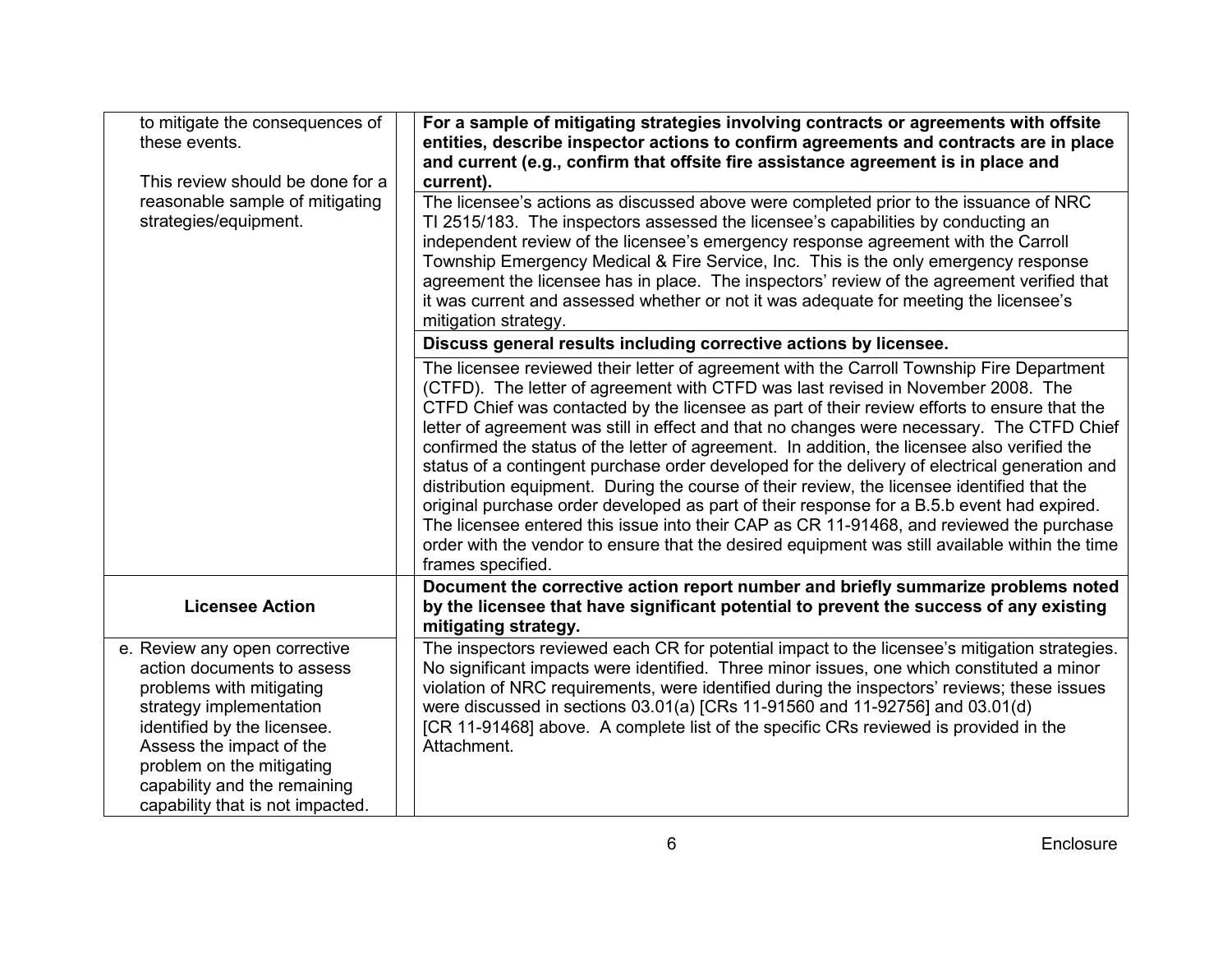| | |
|---|---|
| to mitigate the consequences of these events.<br><br>This review should be done for a reasonable sample of mitigating strategies/equipment. | **For a sample of mitigating strategies involving contracts or agreements with offsite entities, describe inspector actions to confirm agreements and contracts are in place and current (e.g., confirm that offsite fire assistance agreement is in place and current).** |
| | The licensee's actions as discussed above were completed prior to the issuance of NRC TI 2515/183. The inspectors assessed the licensee's capabilities by conducting an independent review of the licensee's emergency response agreement with the Carroll Township Emergency Medical & Fire Service, Inc. This is the only emergency response agreement the licensee has in place. The inspectors' review of the agreement verified that it was current and assessed whether or not it was adequate for meeting the licensee's mitigation strategy. |
| | **Discuss general results including corrective actions by licensee.** |
| | The licensee reviewed their letter of agreement with the Carroll Township Fire Department (CTFD). The letter of agreement with CTFD was last revised in November 2008. The CTFD Chief was contacted by the licensee as part of their review efforts to ensure that the letter of agreement was still in effect and that no changes were necessary. The CTFD Chief confirmed the status of the letter of agreement. In addition, the licensee also verified the status of a contingent purchase order developed for the delivery of electrical generation and distribution equipment. During the course of their review, the licensee identified that the original purchase order developed as part of their response for a B.5.b event had expired. The licensee entered this issue into their CAP as CR 11-91468, and reviewed the purchase order with the vendor to ensure that the desired equipment was still available within the time frames specified. |
| **Licensee Action** | **Document the corrective action report number and briefly summarize problems noted by the licensee that have significant potential to prevent the success of any existing mitigating strategy.** |
| e. Review any open corrective action documents to assess problems with mitigating strategy implementation identified by the licensee. Assess the impact of the problem on the mitigating capability and the remaining capability that is not impacted. | The inspectors reviewed each CR for potential impact to the licensee's mitigation strategies. No significant impacts were identified. Three minor issues, one which constituted a minor violation of NRC requirements, were identified during the inspectors' reviews; these issues were discussed in sections 03.01(a) [CRs 11-91560 and 11-92756] and 03.01(d) [CR 11-91468] above. A complete list of the specific CRs reviewed is provided in the Attachment. |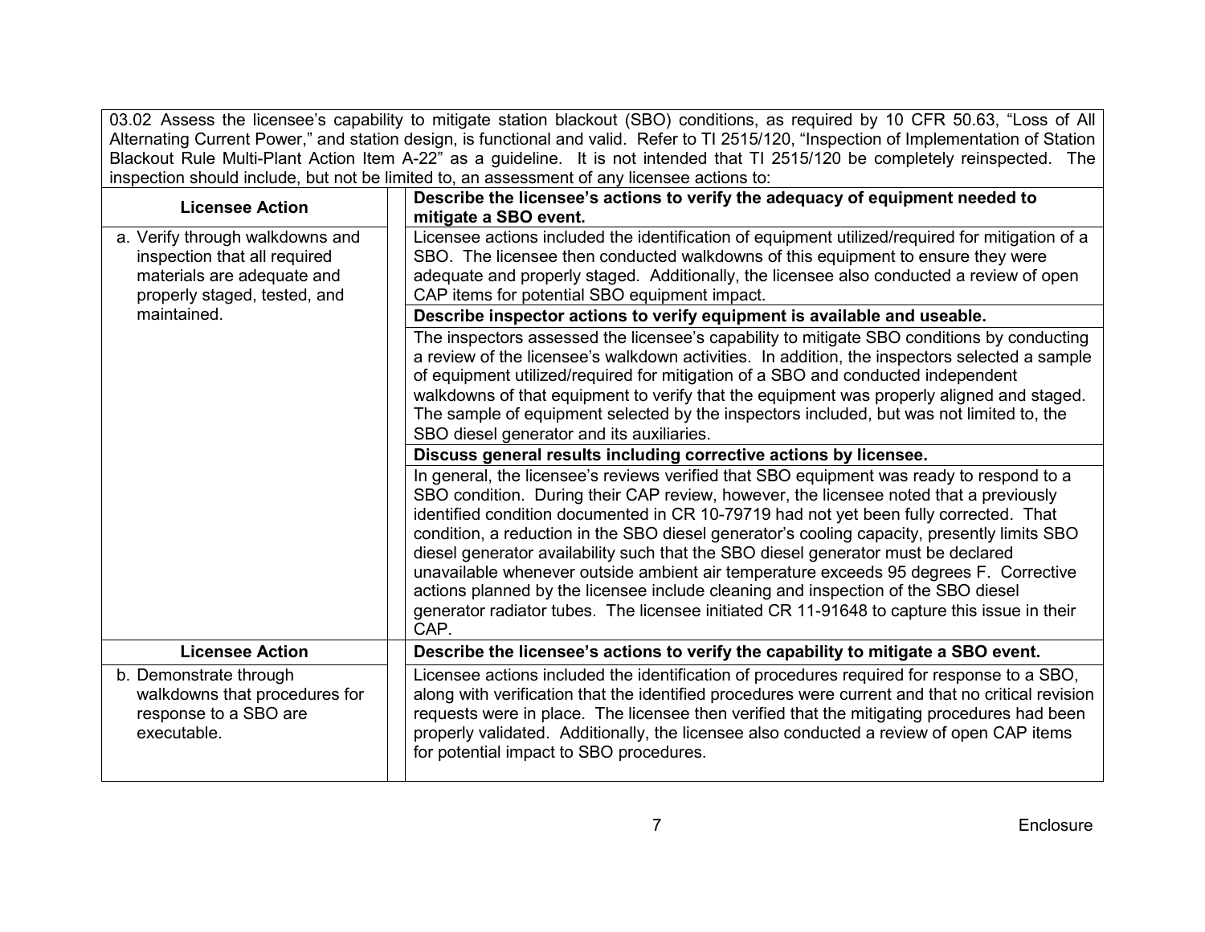| 03.02 Assess the licensee's capability to mitigate station blackout (SBO) conditions, as required by 10 CFR 50.63, "Loss of All Alternating Current Power," and station design, is functional and valid. Refer to TI 2515/120, "Inspection of Implementation of Station Blackout Rule Multi-Plant Action Item A-22" as a guideline. It is not intended that TI 2515/120 be completely reinspected. The inspection should include, but not be limited to, an assessment of any licensee actions to: | |
|---|---|
| **Licensee Action** | **Describe the licensee's actions to verify the adequacy of equipment needed to mitigate a SBO event.** |
| a. Verify through walkdowns and inspection that all required materials are adequate and properly staged, tested, and maintained. | Licensee actions included the identification of equipment utilized/required for mitigation of a SBO. The licensee then conducted walkdowns of this equipment to ensure they were adequate and properly staged. Additionally, the licensee also conducted a review of open CAP items for potential SBO equipment impact. |
| | **Describe inspector actions to verify equipment is available and useable.** |
| | The inspectors assessed the licensee's capability to mitigate SBO conditions by conducting a review of the licensee's walkdown activities. In addition, the inspectors selected a sample of equipment utilized/required for mitigation of a SBO and conducted independent walkdowns of that equipment to verify that the equipment was properly aligned and staged. The sample of equipment selected by the inspectors included, but was not limited to, the SBO diesel generator and its auxiliaries. |
| | **Discuss general results including corrective actions by licensee.** |
| | In general, the licensee's reviews verified that SBO equipment was ready to respond to a SBO condition. During their CAP review, however, the licensee noted that a previously identified condition documented in CR 10-79719 had not yet been fully corrected. That condition, a reduction in the SBO diesel generator's cooling capacity, presently limits SBO diesel generator availability such that the SBO diesel generator must be declared unavailable whenever outside ambient air temperature exceeds 95 degrees F. Corrective actions planned by the licensee include cleaning and inspection of the SBO diesel generator radiator tubes. The licensee initiated CR 11-91648 to capture this issue in their CAP. |
| **Licensee Action** | **Describe the licensee's actions to verify the capability to mitigate a SBO event.** |
| b. Demonstrate through walkdowns that procedures for response to a SBO are executable. | Licensee actions included the identification of procedures required for response to a SBO, along with verification that the identified procedures were current and that no critical revision requests were in place. The licensee then verified that the mitigating procedures had been properly validated. Additionally, the licensee also conducted a review of open CAP items for potential impact to SBO procedures. |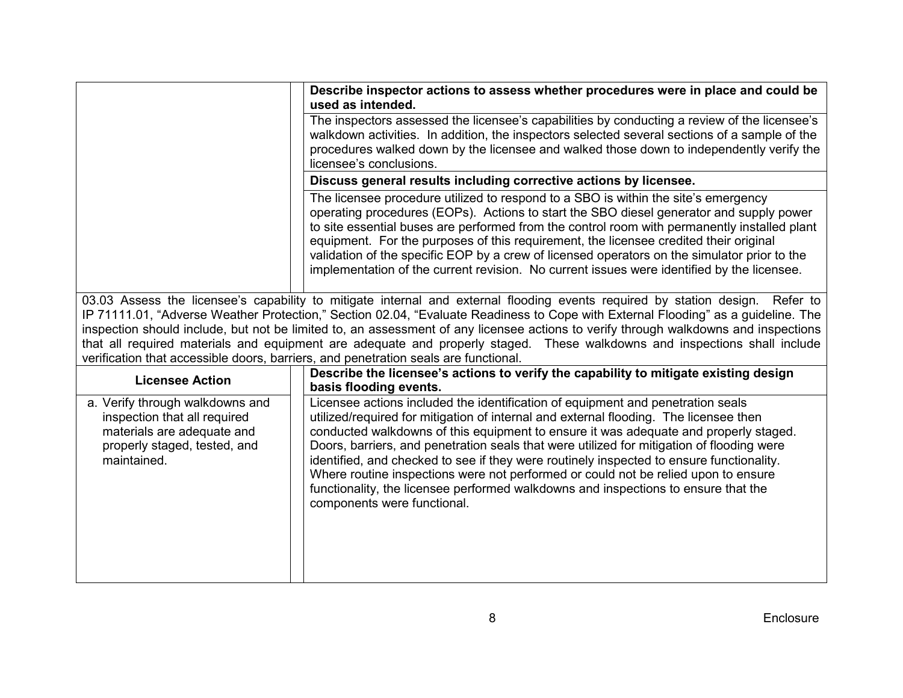| | Describe inspector actions to assess whether procedures were in place and could be used as intended. |
|---|---|
| | The inspectors assessed the licensee's capabilities by conducting a review of the licensee's walkdown activities. In addition, the inspectors selected several sections of a sample of the procedures walked down by the licensee and walked those down to independently verify the licensee's conclusions. |
| | **Discuss general results including corrective actions by licensee.** |
| | The licensee procedure utilized to respond to a SBO is within the site's emergency operating procedures (EOPs). Actions to start the SBO diesel generator and supply power to site essential buses are performed from the control room with permanently installed plant equipment. For the purposes of this requirement, the licensee credited their original validation of the specific EOP by a crew of licensed operators on the simulator prior to the implementation of the current revision. No current issues were identified by the licensee. |

03.03 Assess the licensee's capability to mitigate internal and external flooding events required by station design. Refer to IP 71111.01, "Adverse Weather Protection," Section 02.04, "Evaluate Readiness to Cope with External Flooding" as a guideline. The inspection should include, but not be limited to, an assessment of any licensee actions to verify through walkdowns and inspections that all required materials and equipment are adequate and properly staged. These walkdowns and inspections shall include verification that accessible doors, barriers, and penetration seals are functional.

| Licensee Action | Describe the licensee's actions to verify the capability to mitigate existing design basis flooding events. |
|---|---|
| a. Verify through walkdowns and inspection that all required materials are adequate and properly staged, tested, and maintained. | Licensee actions included the identification of equipment and penetration seals utilized/required for mitigation of internal and external flooding. The licensee then conducted walkdowns of this equipment to ensure it was adequate and properly staged. Doors, barriers, and penetration seals that were utilized for mitigation of flooding were identified, and checked to see if they were routinely inspected to ensure functionality. Where routine inspections were not performed or could not be relied upon to ensure functionality, the licensee performed walkdowns and inspections to ensure that the components were functional. |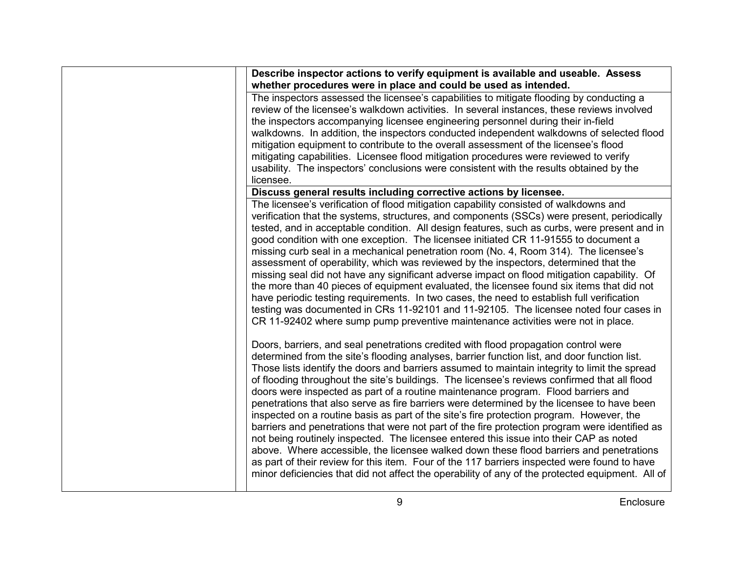| | | |
|---|---|---|
| | | **Describe inspector actions to verify equipment is available and useable. Assess whether procedures were in place and could be used as intended.** |
| | | The inspectors assessed the licensee's capabilities to mitigate flooding by conducting a review of the licensee's walkdown activities. In several instances, these reviews involved the inspectors accompanying licensee engineering personnel during their in-field walkdowns. In addition, the inspectors conducted independent walkdowns of selected flood mitigation equipment to contribute to the overall assessment of the licensee's flood mitigating capabilities. Licensee flood mitigation procedures were reviewed to verify usability. The inspectors' conclusions were consistent with the results obtained by the licensee. |
| | | **Discuss general results including corrective actions by licensee.** |
| | | The licensee's verification of flood mitigation capability consisted of walkdowns and verification that the systems, structures, and components (SSCs) were present, periodically tested, and in acceptable condition. All design features, such as curbs, were present and in good condition with one exception. The licensee initiated CR 11-91555 to document a missing curb seal in a mechanical penetration room (No. 4, Room 314). The licensee's assessment of operability, which was reviewed by the inspectors, determined that the missing seal did not have any significant adverse impact on flood mitigation capability. Of the more than 40 pieces of equipment evaluated, the licensee found six items that did not have periodic testing requirements. In two cases, the need to establish full verification testing was documented in CRs 11-92101 and 11-92105. The licensee noted four cases in CR 11-92402 where sump pump preventive maintenance activities were not in place.<br><br>Doors, barriers, and seal penetrations credited with flood propagation control were determined from the site's flooding analyses, barrier function list, and door function list. Those lists identify the doors and barriers assumed to maintain integrity to limit the spread of flooding throughout the site's buildings. The licensee's reviews confirmed that all flood doors were inspected as part of a routine maintenance program. Flood barriers and penetrations that also serve as fire barriers were determined by the licensee to have been inspected on a routine basis as part of the site's fire protection program. However, the barriers and penetrations that were not part of the fire protection program were identified as not being routinely inspected. The licensee entered this issue into their CAP as noted above. Where accessible, the licensee walked down these flood barriers and penetrations as part of their review for this item. Four of the 117 barriers inspected were found to have minor deficiencies that did not affect the operability of any of the protected equipment. All of |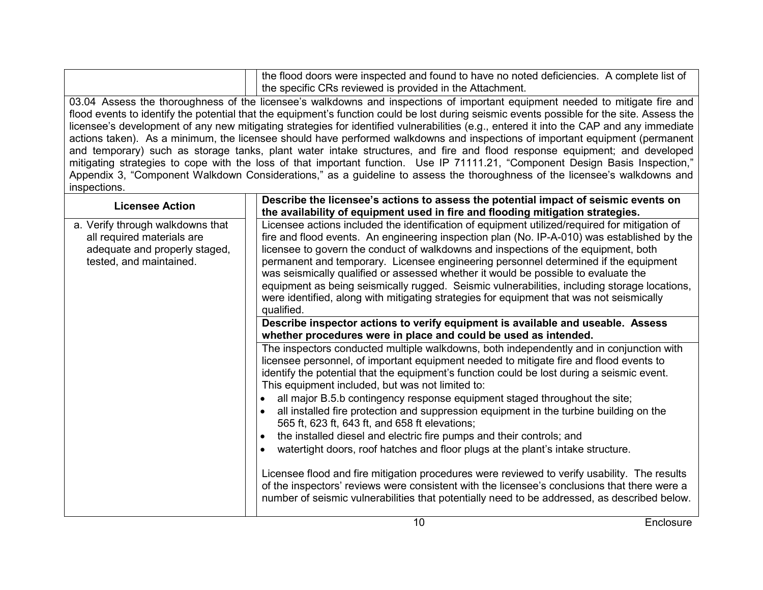| | the flood doors were inspected and found to have no noted deficiencies. A complete list of the specific CRs reviewed is provided in the Attachment. |
|---|---|

03.04 Assess the thoroughness of the licensee's walkdowns and inspections of important equipment needed to mitigate fire and flood events to identify the potential that the equipment's function could be lost during seismic events possible for the site. Assess the licensee's development of any new mitigating strategies for identified vulnerabilities (e.g., entered it into the CAP and any immediate actions taken). As a minimum, the licensee should have performed walkdowns and inspections of important equipment (permanent and temporary) such as storage tanks, plant water intake structures, and fire and flood response equipment; and developed mitigating strategies to cope with the loss of that important function. Use IP 71111.21, "Component Design Basis Inspection," Appendix 3, "Component Walkdown Considerations," as a guideline to assess the thoroughness of the licensee's walkdowns and inspections.

| **Licensee Action** | **Describe the licensee's actions to assess the potential impact of seismic events on the availability of equipment used in fire and flooding mitigation strategies.** |
|---|---|
| a. Verify through walkdowns that all required materials are adequate and properly staged, tested, and maintained. | Licensee actions included the identification of equipment utilized/required for mitigation of fire and flood events. An engineering inspection plan (No. IP-A-010) was established by the licensee to govern the conduct of walkdowns and inspections of the equipment, both permanent and temporary. Licensee engineering personnel determined if the equipment was seismically qualified or assessed whether it would be possible to evaluate the equipment as being seismically rugged. Seismic vulnerabilities, including storage locations, were identified, along with mitigating strategies for equipment that was not seismically qualified. |
| | **Describe inspector actions to verify equipment is available and useable. Assess whether procedures were in place and could be used as intended.** |
| | The inspectors conducted multiple walkdowns, both independently and in conjunction with licensee personnel, of important equipment needed to mitigate fire and flood events to identify the potential that the equipment's function could be lost during a seismic event. This equipment included, but was not limited to:<br>• all major B.5.b contingency response equipment staged throughout the site;<br>• all installed fire protection and suppression equipment in the turbine building on the 565 ft, 623 ft, 643 ft, and 658 ft elevations;<br>• the installed diesel and electric fire pumps and their controls; and<br>• watertight doors, roof hatches and floor plugs at the plant's intake structure.<br><br>Licensee flood and fire mitigation procedures were reviewed to verify usability. The results of the inspectors' reviews were consistent with the licensee's conclusions that there were a number of seismic vulnerabilities that potentially need to be addressed, as described below. |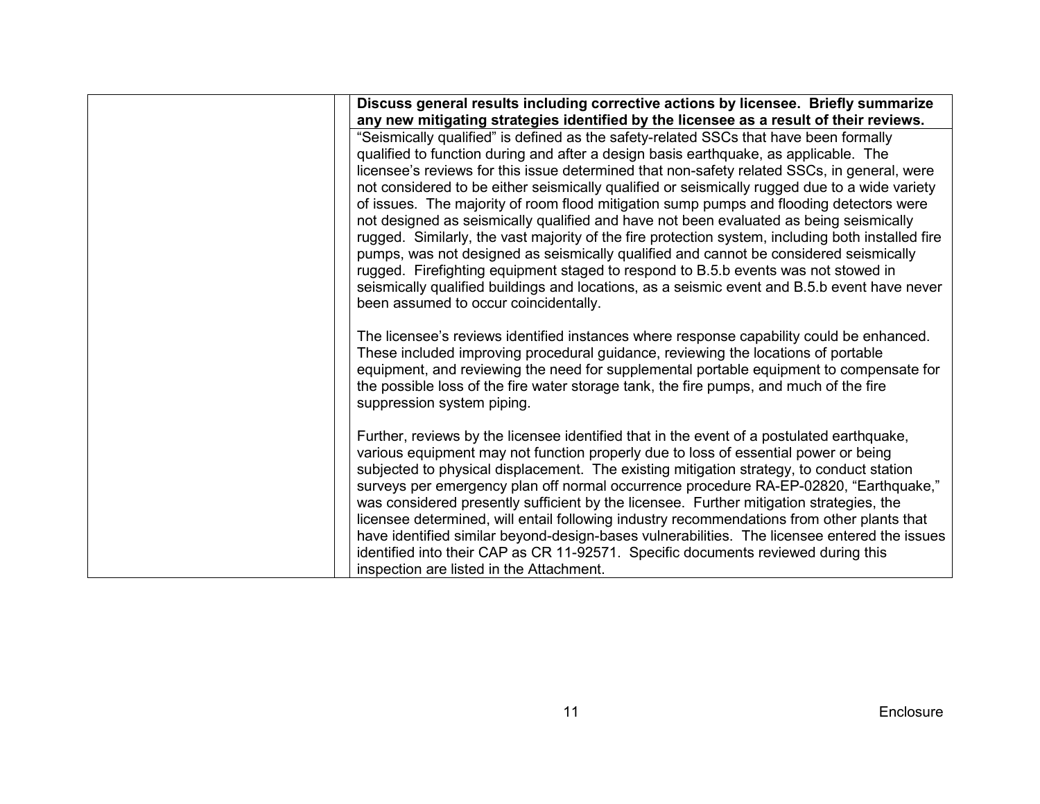| | | Discuss general results including corrective actions by licensee. Briefly summarize any new mitigating strategies identified by the licensee as a result of their reviews. |
|---|---|---|
| | | "Seismically qualified" is defined as the safety-related SSCs that have been formally qualified to function during and after a design basis earthquake, as applicable. The licensee's reviews for this issue determined that non-safety related SSCs, in general, were not considered to be either seismically qualified or seismically rugged due to a wide variety of issues. The majority of room flood mitigation sump pumps and flooding detectors were not designed as seismically qualified and have not been evaluated as being seismically rugged. Similarly, the vast majority of the fire protection system, including both installed fire pumps, was not designed as seismically qualified and cannot be considered seismically rugged. Firefighting equipment staged to respond to B.5.b events was not stowed in seismically qualified buildings and locations, as a seismic event and B.5.b event have never been assumed to occur coincidentally.<br><br>The licensee's reviews identified instances where response capability could be enhanced. These included improving procedural guidance, reviewing the locations of portable equipment, and reviewing the need for supplemental portable equipment to compensate for the possible loss of the fire water storage tank, the fire pumps, and much of the fire suppression system piping.<br><br>Further, reviews by the licensee identified that in the event of a postulated earthquake, various equipment may not function properly due to loss of essential power or being subjected to physical displacement. The existing mitigation strategy, to conduct station surveys per emergency plan off normal occurrence procedure RA-EP-02820, "Earthquake," was considered presently sufficient by the licensee. Further mitigation strategies, the licensee determined, will entail following industry recommendations from other plants that have identified similar beyond-design-bases vulnerabilities. The licensee entered the issues identified into their CAP as CR 11-92571. Specific documents reviewed during this inspection are listed in the Attachment. |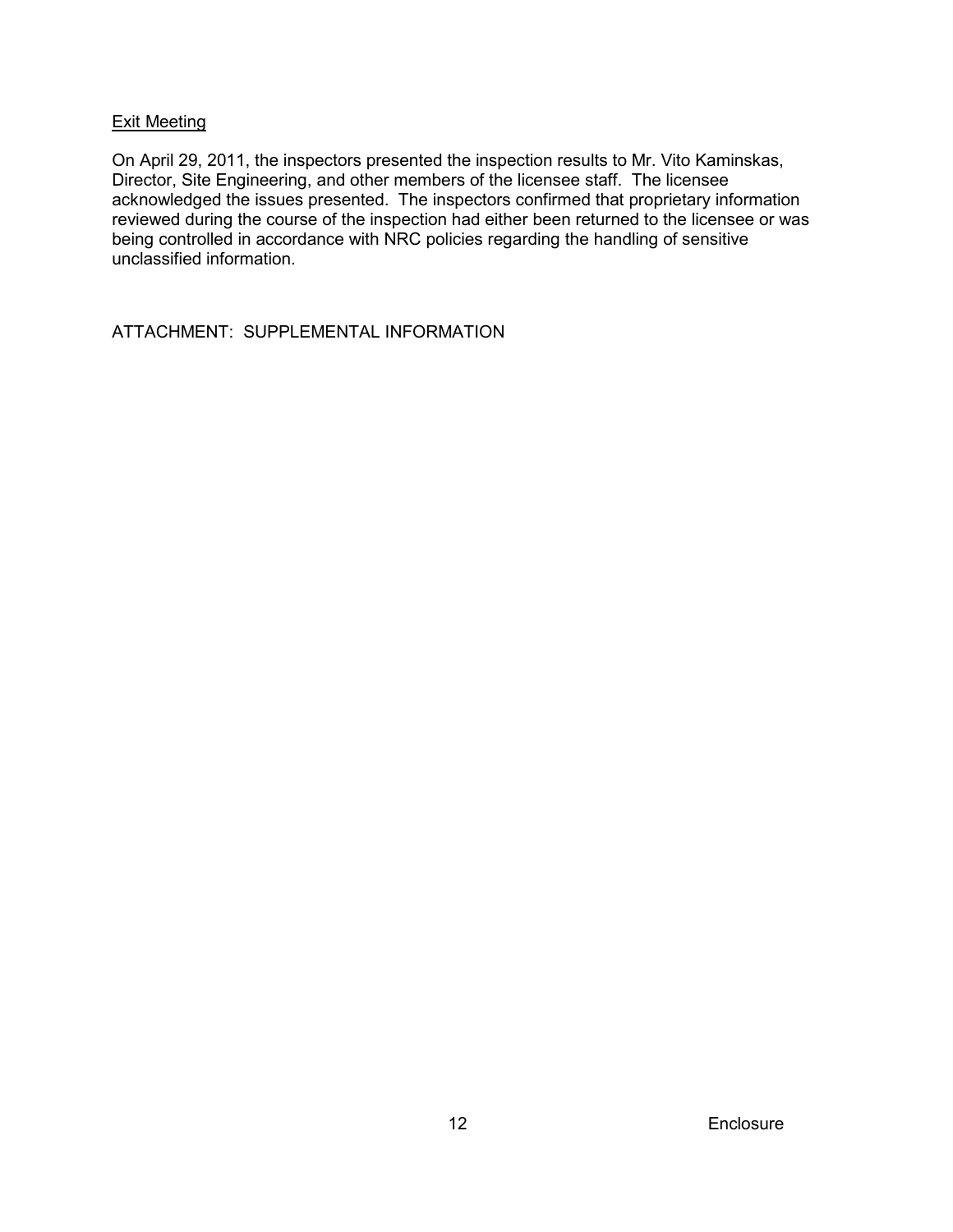Exit Meeting

On April 29, 2011, the inspectors presented the inspection results to Mr. Vito Kaminskas, Director, Site Engineering, and other members of the licensee staff. The licensee acknowledged the issues presented. The inspectors confirmed that proprietary information reviewed during the course of the inspection had either been returned to the licensee or was being controlled in accordance with NRC policies regarding the handling of sensitive unclassified information.

ATTACHMENT: SUPPLEMENTAL INFORMATION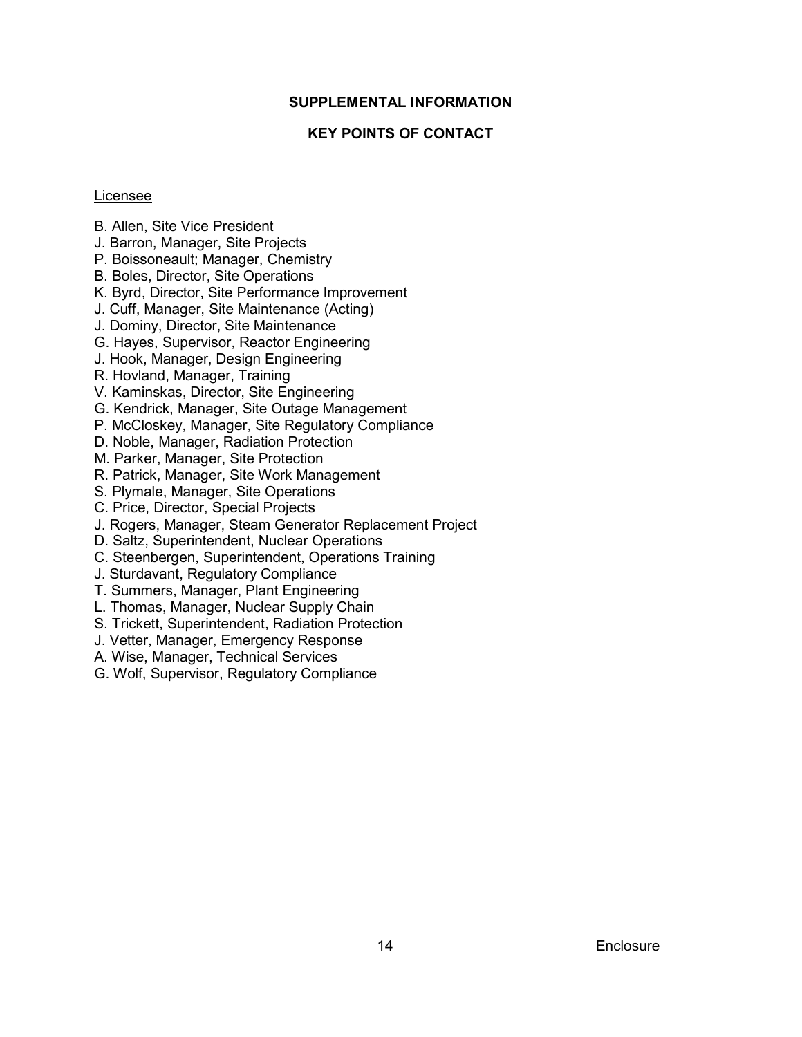## SUPPLEMENTAL INFORMATION

## KEY POINTS OF CONTACT

Licensee

B. Allen, Site Vice President
J. Barron, Manager, Site Projects
P. Boissoneault; Manager, Chemistry
B. Boles, Director, Site Operations
K. Byrd, Director, Site Performance Improvement
J. Cuff, Manager, Site Maintenance (Acting)
J. Dominy, Director, Site Maintenance
G. Hayes, Supervisor, Reactor Engineering
J. Hook, Manager, Design Engineering
R. Hovland, Manager, Training
V. Kaminskas, Director, Site Engineering
G. Kendrick, Manager, Site Outage Management
P. McCloskey, Manager, Site Regulatory Compliance
D. Noble, Manager, Radiation Protection
M. Parker, Manager, Site Protection
R. Patrick, Manager, Site Work Management
S. Plymale, Manager, Site Operations
C. Price, Director, Special Projects
J. Rogers, Manager, Steam Generator Replacement Project
D. Saltz, Superintendent, Nuclear Operations
C. Steenbergen, Superintendent, Operations Training
J. Sturdavant, Regulatory Compliance
T. Summers, Manager, Plant Engineering
L. Thomas, Manager, Nuclear Supply Chain
S. Trickett, Superintendent, Radiation Protection
J. Vetter, Manager, Emergency Response
A. Wise, Manager, Technical Services
G. Wolf, Supervisor, Regulatory Compliance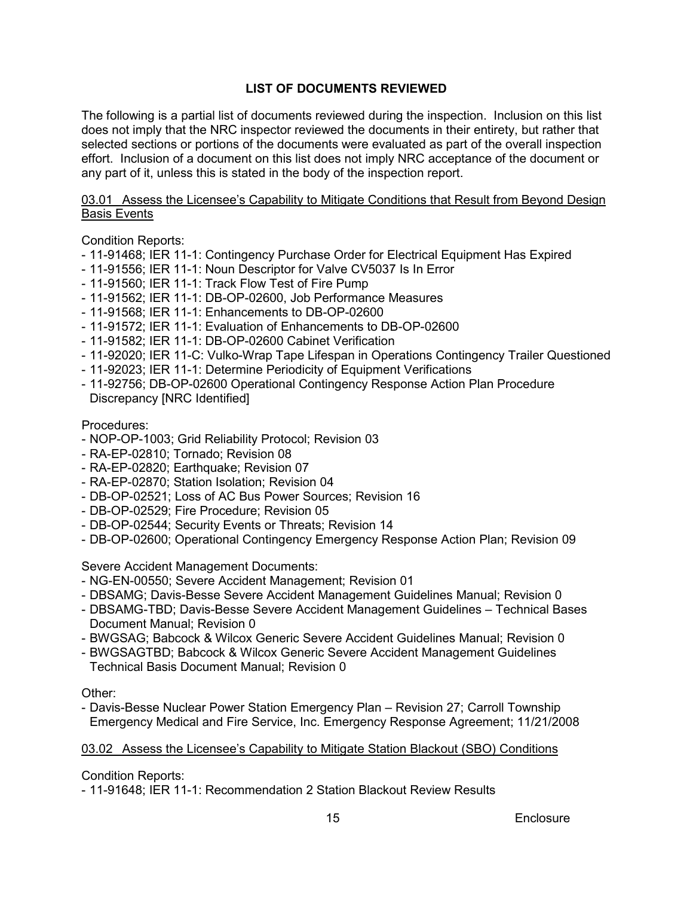## LIST OF DOCUMENTS REVIEWED

The following is a partial list of documents reviewed during the inspection. Inclusion on this list does not imply that the NRC inspector reviewed the documents in their entirety, but rather that selected sections or portions of the documents were evaluated as part of the overall inspection effort. Inclusion of a document on this list does not imply NRC acceptance of the document or any part of it, unless this is stated in the body of the inspection report.

<u>03.01 Assess the Licensee's Capability to Mitigate Conditions that Result from Beyond Design Basis Events</u>

Condition Reports:

- 11-91468; IER 11-1: Contingency Purchase Order for Electrical Equipment Has Expired
- 11-91556; IER 11-1: Noun Descriptor for Valve CV5037 Is In Error
- 11-91560; IER 11-1: Track Flow Test of Fire Pump
- 11-91562; IER 11-1: DB-OP-02600, Job Performance Measures
- 11-91568; IER 11-1: Enhancements to DB-OP-02600
- 11-91572; IER 11-1: Evaluation of Enhancements to DB-OP-02600
- 11-91582; IER 11-1: DB-OP-02600 Cabinet Verification
- 11-92020; IER 11-C: Vulko-Wrap Tape Lifespan in Operations Contingency Trailer Questioned
- 11-92023; IER 11-1: Determine Periodicity of Equipment Verifications
- 11-92756; DB-OP-02600 Operational Contingency Response Action Plan Procedure Discrepancy [NRC Identified]

Procedures:

- NOP-OP-1003; Grid Reliability Protocol; Revision 03
- RA-EP-02810; Tornado; Revision 08
- RA-EP-02820; Earthquake; Revision 07
- RA-EP-02870; Station Isolation; Revision 04
- DB-OP-02521; Loss of AC Bus Power Sources; Revision 16
- DB-OP-02529; Fire Procedure; Revision 05
- DB-OP-02544; Security Events or Threats; Revision 14
- DB-OP-02600; Operational Contingency Emergency Response Action Plan; Revision 09

Severe Accident Management Documents:

- NG-EN-00550; Severe Accident Management; Revision 01
- DBSAMG; Davis-Besse Severe Accident Management Guidelines Manual; Revision 0
- DBSAMG-TBD; Davis-Besse Severe Accident Management Guidelines – Technical Bases Document Manual; Revision 0
- BWGSAG; Babcock & Wilcox Generic Severe Accident Guidelines Manual; Revision 0
- BWGSAGTBD; Babcock & Wilcox Generic Severe Accident Management Guidelines Technical Basis Document Manual; Revision 0

Other:

- Davis-Besse Nuclear Power Station Emergency Plan – Revision 27; Carroll Township Emergency Medical and Fire Service, Inc. Emergency Response Agreement; 11/21/2008

<u>03.02 Assess the Licensee's Capability to Mitigate Station Blackout (SBO) Conditions</u>

Condition Reports:

- 11-91648; IER 11-1: Recommendation 2 Station Blackout Review Results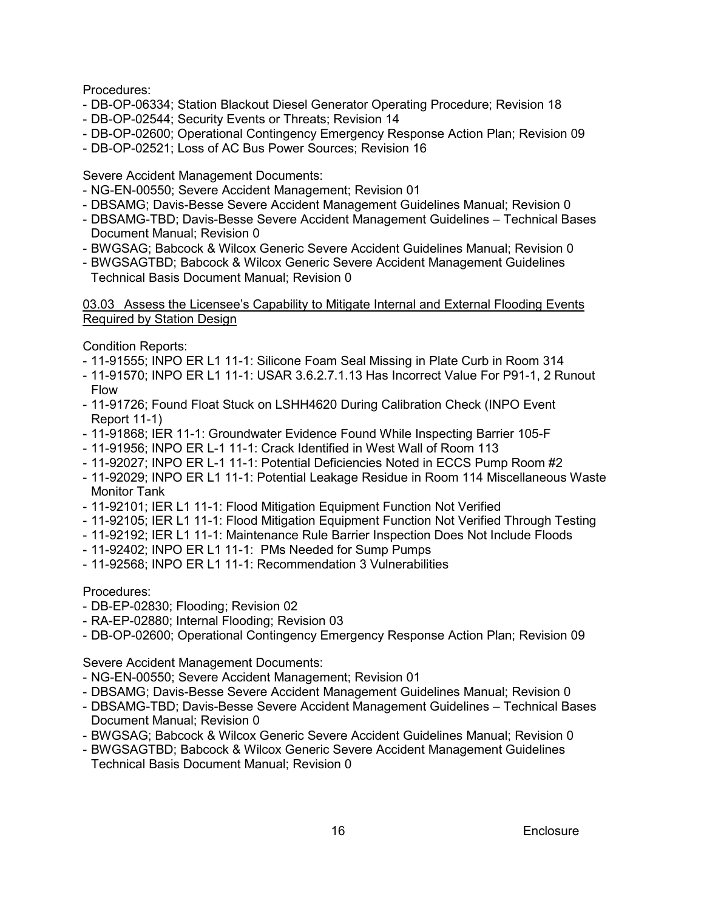Procedures:

- DB-OP-06334; Station Blackout Diesel Generator Operating Procedure; Revision 18
- DB-OP-02544; Security Events or Threats; Revision 14
- DB-OP-02600; Operational Contingency Emergency Response Action Plan; Revision 09
- DB-OP-02521; Loss of AC Bus Power Sources; Revision 16

Severe Accident Management Documents:

- NG-EN-00550; Severe Accident Management; Revision 01
- DBSAMG; Davis-Besse Severe Accident Management Guidelines Manual; Revision 0
- DBSAMG-TBD; Davis-Besse Severe Accident Management Guidelines – Technical Bases Document Manual; Revision 0
- BWGSAG; Babcock & Wilcox Generic Severe Accident Guidelines Manual; Revision 0
- BWGSAGTBD; Babcock & Wilcox Generic Severe Accident Management Guidelines Technical Basis Document Manual; Revision 0

03.03 Assess the Licensee's Capability to Mitigate Internal and External Flooding Events Required by Station Design

Condition Reports:

- 11-91555; INPO ER L1 11-1: Silicone Foam Seal Missing in Plate Curb in Room 314
- 11-91570; INPO ER L1 11-1: USAR 3.6.2.7.1.13 Has Incorrect Value For P91-1, 2 Runout Flow
- 11-91726; Found Float Stuck on LSHH4620 During Calibration Check (INPO Event Report 11-1)
- 11-91868; IER 11-1: Groundwater Evidence Found While Inspecting Barrier 105-F
- 11-91956; INPO ER L-1 11-1: Crack Identified in West Wall of Room 113
- 11-92027; INPO ER L-1 11-1: Potential Deficiencies Noted in ECCS Pump Room #2
- 11-92029; INPO ER L1 11-1: Potential Leakage Residue in Room 114 Miscellaneous Waste Monitor Tank
- 11-92101; IER L1 11-1: Flood Mitigation Equipment Function Not Verified
- 11-92105; IER L1 11-1: Flood Mitigation Equipment Function Not Verified Through Testing
- 11-92192; IER L1 11-1: Maintenance Rule Barrier Inspection Does Not Include Floods
- 11-92402; INPO ER L1 11-1: PMs Needed for Sump Pumps
- 11-92568; INPO ER L1 11-1: Recommendation 3 Vulnerabilities

Procedures:

- DB-EP-02830; Flooding; Revision 02
- RA-EP-02880; Internal Flooding; Revision 03
- DB-OP-02600; Operational Contingency Emergency Response Action Plan; Revision 09

Severe Accident Management Documents:

- NG-EN-00550; Severe Accident Management; Revision 01
- DBSAMG; Davis-Besse Severe Accident Management Guidelines Manual; Revision 0
- DBSAMG-TBD; Davis-Besse Severe Accident Management Guidelines – Technical Bases Document Manual; Revision 0
- BWGSAG; Babcock & Wilcox Generic Severe Accident Guidelines Manual; Revision 0
- BWGSAGTBD; Babcock & Wilcox Generic Severe Accident Management Guidelines Technical Basis Document Manual; Revision 0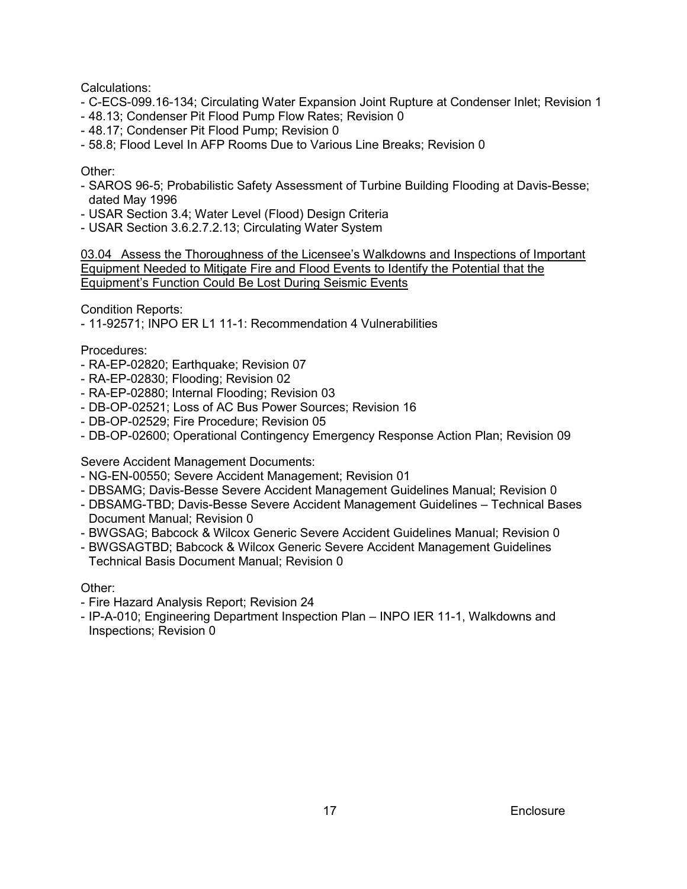Calculations:
- C-ECS-099.16-134; Circulating Water Expansion Joint Rupture at Condenser Inlet; Revision 1
- 48.13; Condenser Pit Flood Pump Flow Rates; Revision 0
- 48.17; Condenser Pit Flood Pump; Revision 0
- 58.8; Flood Level In AFP Rooms Due to Various Line Breaks; Revision 0

Other:
- SAROS 96-5; Probabilistic Safety Assessment of Turbine Building Flooding at Davis-Besse; dated May 1996
- USAR Section 3.4; Water Level (Flood) Design Criteria
- USAR Section 3.6.2.7.2.13; Circulating Water System

<u>03.04 Assess the Thoroughness of the Licensee's Walkdowns and Inspections of Important Equipment Needed to Mitigate Fire and Flood Events to Identify the Potential that the Equipment's Function Could Be Lost During Seismic Events</u>

Condition Reports:
- 11-92571; INPO ER L1 11-1: Recommendation 4 Vulnerabilities

Procedures:
- RA-EP-02820; Earthquake; Revision 07
- RA-EP-02830; Flooding; Revision 02
- RA-EP-02880; Internal Flooding; Revision 03
- DB-OP-02521; Loss of AC Bus Power Sources; Revision 16
- DB-OP-02529; Fire Procedure; Revision 05
- DB-OP-02600; Operational Contingency Emergency Response Action Plan; Revision 09

Severe Accident Management Documents:
- NG-EN-00550; Severe Accident Management; Revision 01
- DBSAMG; Davis-Besse Severe Accident Management Guidelines Manual; Revision 0
- DBSAMG-TBD; Davis-Besse Severe Accident Management Guidelines – Technical Bases Document Manual; Revision 0
- BWGSAG; Babcock & Wilcox Generic Severe Accident Guidelines Manual; Revision 0
- BWGSAGTBD; Babcock & Wilcox Generic Severe Accident Management Guidelines Technical Basis Document Manual; Revision 0

Other:
- Fire Hazard Analysis Report; Revision 24
- IP-A-010; Engineering Department Inspection Plan – INPO IER 11-1, Walkdowns and Inspections; Revision 0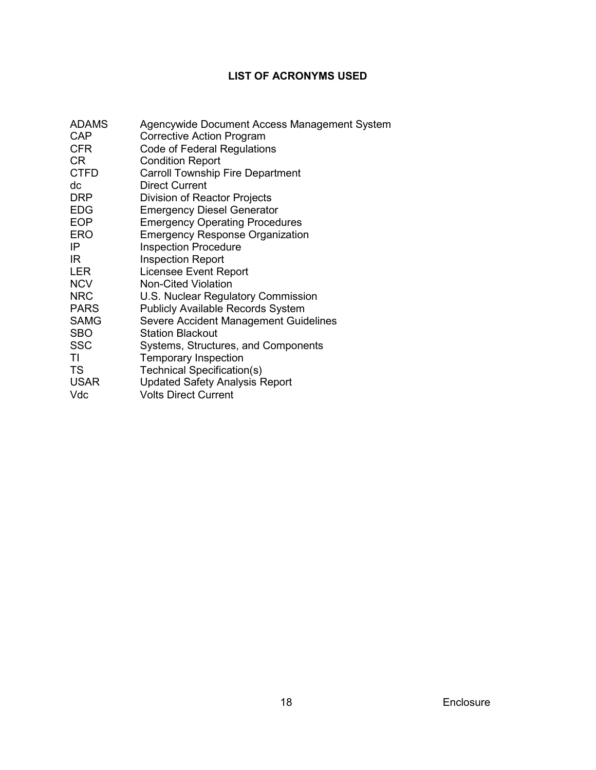## LIST OF ACRONYMS USED

| | |
|---|---|
| ADAMS | Agencywide Document Access Management System |
| CAP | Corrective Action Program |
| CFR | Code of Federal Regulations |
| CR | Condition Report |
| CTFD | Carroll Township Fire Department |
| dc | Direct Current |
| DRP | Division of Reactor Projects |
| EDG | Emergency Diesel Generator |
| EOP | Emergency Operating Procedures |
| ERO | Emergency Response Organization |
| IP | Inspection Procedure |
| IR | Inspection Report |
| LER | Licensee Event Report |
| NCV | Non-Cited Violation |
| NRC | U.S. Nuclear Regulatory Commission |
| PARS | Publicly Available Records System |
| SAMG | Severe Accident Management Guidelines |
| SBO | Station Blackout |
| SSC | Systems, Structures, and Components |
| TI | Temporary Inspection |
| TS | Technical Specification(s) |
| USAR | Updated Safety Analysis Report |
| Vdc | Volts Direct Current |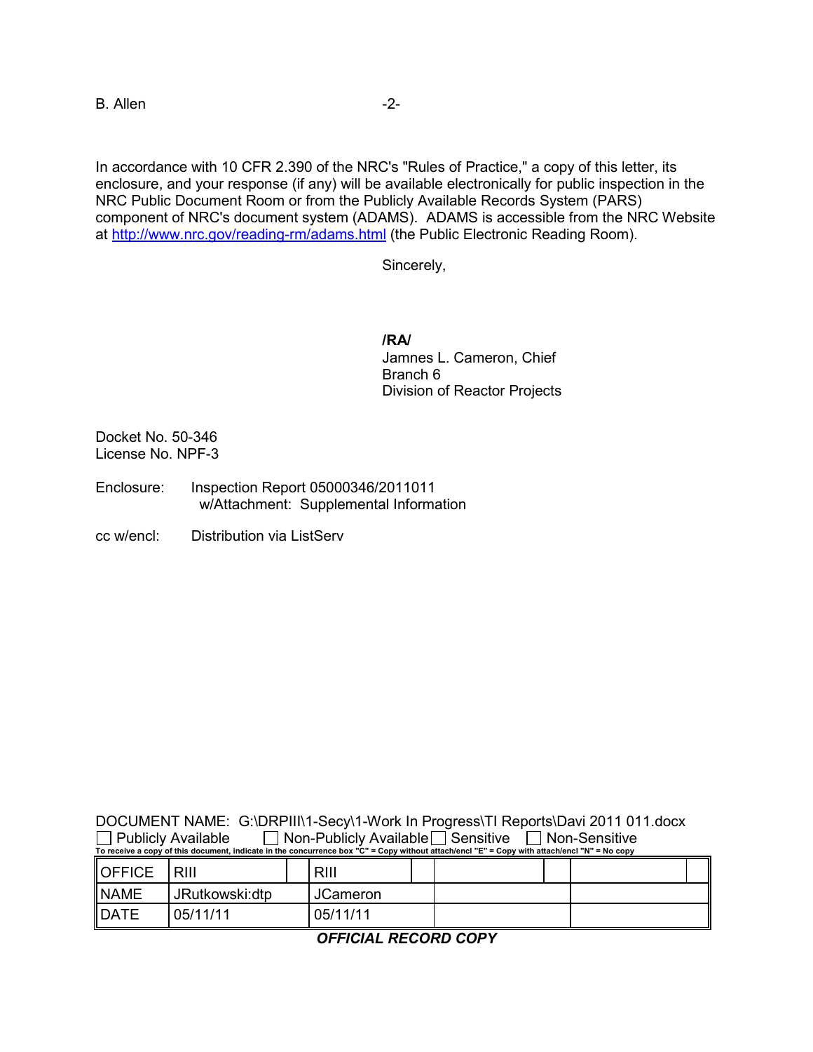B. Allen

In accordance with 10 CFR 2.390 of the NRC's "Rules of Practice," a copy of this letter, its enclosure, and your response (if any) will be available electronically for public inspection in the NRC Public Document Room or from the Publicly Available Records System (PARS) component of NRC's document system (ADAMS). ADAMS is accessible from the NRC Website at http://www.nrc.gov/reading-rm/adams.html (the Public Electronic Reading Room).

Sincerely,

**/RA/**
Jamnes L. Cameron, Chief
Branch 6
Division of Reactor Projects

Docket No. 50-346
License No. NPF-3

Enclosure: Inspection Report 05000346/2011011
w/Attachment: Supplemental Information

cc w/encl: Distribution via ListServ

DOCUMENT NAME: G:\DRPIII\1-Secy\1-Work In Progress\TI Reports\Davi 2011 011.docx
☐ Publicly Available ☐ Non-Publicly Available ☐ Sensitive ☐ Non-Sensitive
To receive a copy of this document, indicate in the concurrence box "C" = Copy without attach/encl "E" = Copy with attach/encl "N" = No copy

| OFFICE | RIII | RIII | | |
|---|---|---|---|---|
| NAME | JRutkowski:dtp | JCameron | | |
| DATE | 05/11/11 | 05/11/11 | | |

***OFFICIAL RECORD COPY***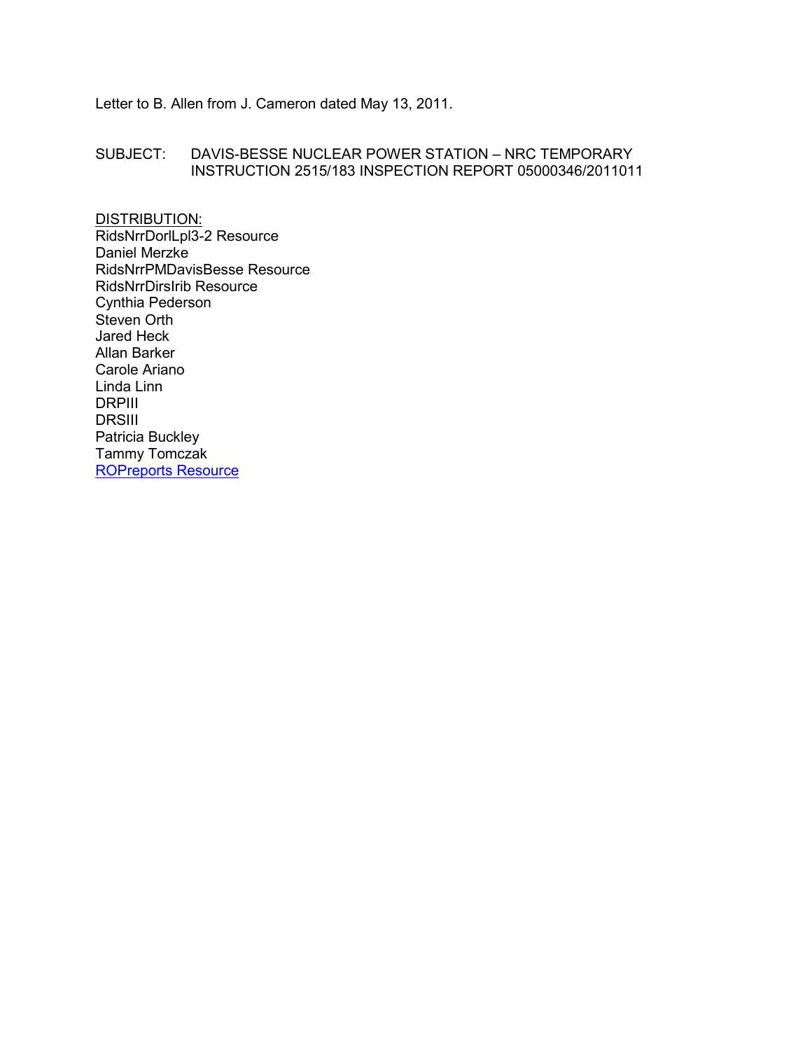Letter to B. Allen from J. Cameron dated May 13, 2011.

SUBJECT: DAVIS-BESSE NUCLEAR POWER STATION – NRC TEMPORARY INSTRUCTION 2515/183 INSPECTION REPORT 05000346/2011011

DISTRIBUTION:
RidsNrrDorlLpl3-2 Resource
Daniel Merzke
RidsNrrPMDavisBesse Resource
RidsNrrDirsIrib Resource
Cynthia Pederson
Steven Orth
Jared Heck
Allan Barker
Carole Ariano
Linda Linn
DRPIII
DRSIII
Patricia Buckley
Tammy Tomczak
ROPreports Resource